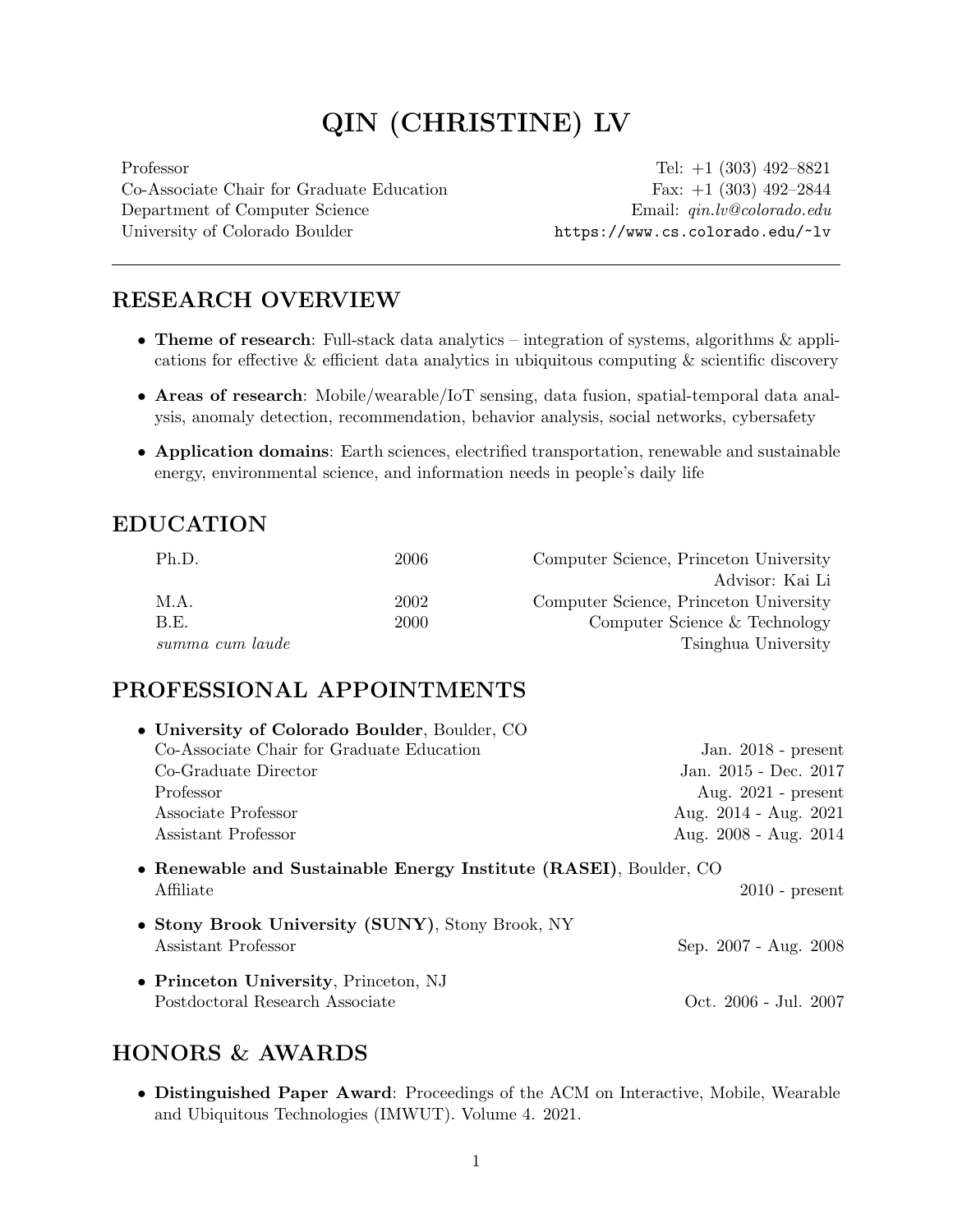# QIN (CHRISTINE) LV

Professor
Co-Associate Chair for Graduate Education
Department of Computer Science
University of Colorado Boulder

Tel: +1 (303) 492–8821
Fax: +1 (303) 492–2844
Email: *qin.lv@colorado.edu*
`https://www.cs.colorado.edu/~lv`

---

## RESEARCH OVERVIEW

- **Theme of research**: Full-stack data analytics – integration of systems, algorithms & applications for effective & efficient data analytics in ubiquitous computing & scientific discovery
- **Areas of research**: Mobile/wearable/IoT sensing, data fusion, spatial-temporal data analysis, anomaly detection, recommendation, behavior analysis, social networks, cybersafety
- **Application domains**: Earth sciences, electrified transportation, renewable and sustainable energy, environmental science, and information needs in people's daily life

## EDUCATION

| | | |
|---|---|---|
| Ph.D. | 2006 | Computer Science, Princeton University |
| | | Advisor: Kai Li |
| M.A. | 2002 | Computer Science, Princeton University |
| B.E. | 2000 | Computer Science & Technology |
| *summa cum laude* | | Tsinghua University |

## PROFESSIONAL APPOINTMENTS

- **University of Colorado Boulder**, Boulder, CO
  - Co-Associate Chair for Graduate Education — Jan. 2018 - present
  - Co-Graduate Director — Jan. 2015 - Dec. 2017
  - Professor — Aug. 2021 - present
  - Associate Professor — Aug. 2014 - Aug. 2021
  - Assistant Professor — Aug. 2008 - Aug. 2014
- **Renewable and Sustainable Energy Institute (RASEI)**, Boulder, CO
  - Affiliate — 2010 - present
- **Stony Brook University (SUNY)**, Stony Brook, NY
  - Assistant Professor — Sep. 2007 - Aug. 2008
- **Princeton University**, Princeton, NJ
  - Postdoctoral Research Associate — Oct. 2006 - Jul. 2007

## HONORS & AWARDS

- **Distinguished Paper Award**: Proceedings of the ACM on Interactive, Mobile, Wearable and Ubiquitous Technologies (IMWUT). Volume 4. 2021.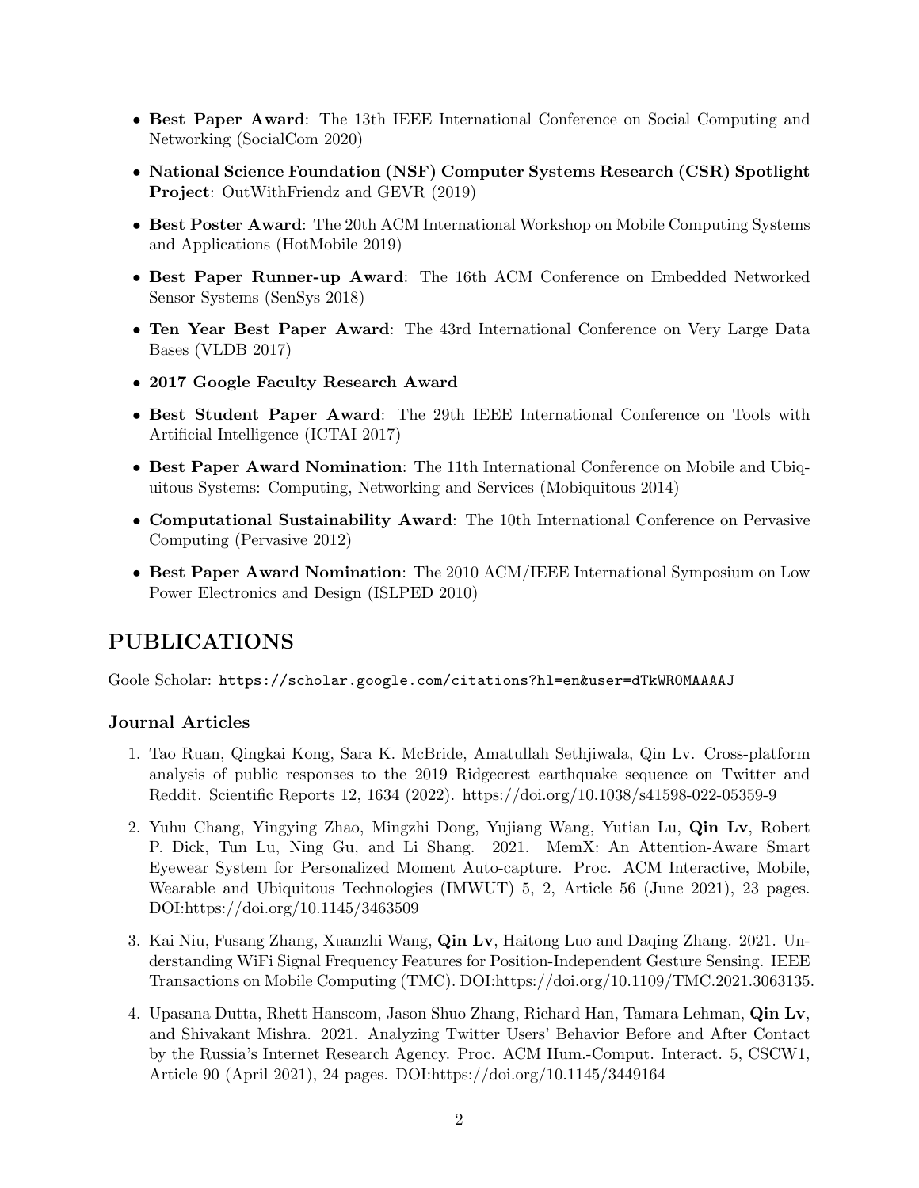- **Best Paper Award**: The 13th IEEE International Conference on Social Computing and Networking (SocialCom 2020)
- **National Science Foundation (NSF) Computer Systems Research (CSR) Spotlight Project**: OutWithFriendz and GEVR (2019)
- **Best Poster Award**: The 20th ACM International Workshop on Mobile Computing Systems and Applications (HotMobile 2019)
- **Best Paper Runner-up Award**: The 16th ACM Conference on Embedded Networked Sensor Systems (SenSys 2018)
- **Ten Year Best Paper Award**: The 43rd International Conference on Very Large Data Bases (VLDB 2017)
- **2017 Google Faculty Research Award**
- **Best Student Paper Award**: The 29th IEEE International Conference on Tools with Artificial Intelligence (ICTAI 2017)
- **Best Paper Award Nomination**: The 11th International Conference on Mobile and Ubiquitous Systems: Computing, Networking and Services (Mobiquitous 2014)
- **Computational Sustainability Award**: The 10th International Conference on Pervasive Computing (Pervasive 2012)
- **Best Paper Award Nomination**: The 2010 ACM/IEEE International Symposium on Low Power Electronics and Design (ISLPED 2010)

# PUBLICATIONS

Goole Scholar: `https://scholar.google.com/citations?hl=en&user=dTkWROMAAAAJ`

## Journal Articles

1. Tao Ruan, Qingkai Kong, Sara K. McBride, Amatullah Sethjiwala, Qin Lv. Cross-platform analysis of public responses to the 2019 Ridgecrest earthquake sequence on Twitter and Reddit. Scientific Reports 12, 1634 (2022). https://doi.org/10.1038/s41598-022-05359-9
2. Yuhu Chang, Yingying Zhao, Mingzhi Dong, Yujiang Wang, Yutian Lu, **Qin Lv**, Robert P. Dick, Tun Lu, Ning Gu, and Li Shang. 2021. MemX: An Attention-Aware Smart Eyewear System for Personalized Moment Auto-capture. Proc. ACM Interactive, Mobile, Wearable and Ubiquitous Technologies (IMWUT) 5, 2, Article 56 (June 2021), 23 pages. DOI:https://doi.org/10.1145/3463509
3. Kai Niu, Fusang Zhang, Xuanzhi Wang, **Qin Lv**, Haitong Luo and Daqing Zhang. 2021. Understanding WiFi Signal Frequency Features for Position-Independent Gesture Sensing. IEEE Transactions on Mobile Computing (TMC). DOI:https://doi.org/10.1109/TMC.2021.3063135.
4. Upasana Dutta, Rhett Hanscom, Jason Shuo Zhang, Richard Han, Tamara Lehman, **Qin Lv**, and Shivakant Mishra. 2021. Analyzing Twitter Users' Behavior Before and After Contact by the Russia's Internet Research Agency. Proc. ACM Hum.-Comput. Interact. 5, CSCW1, Article 90 (April 2021), 24 pages. DOI:https://doi.org/10.1145/3449164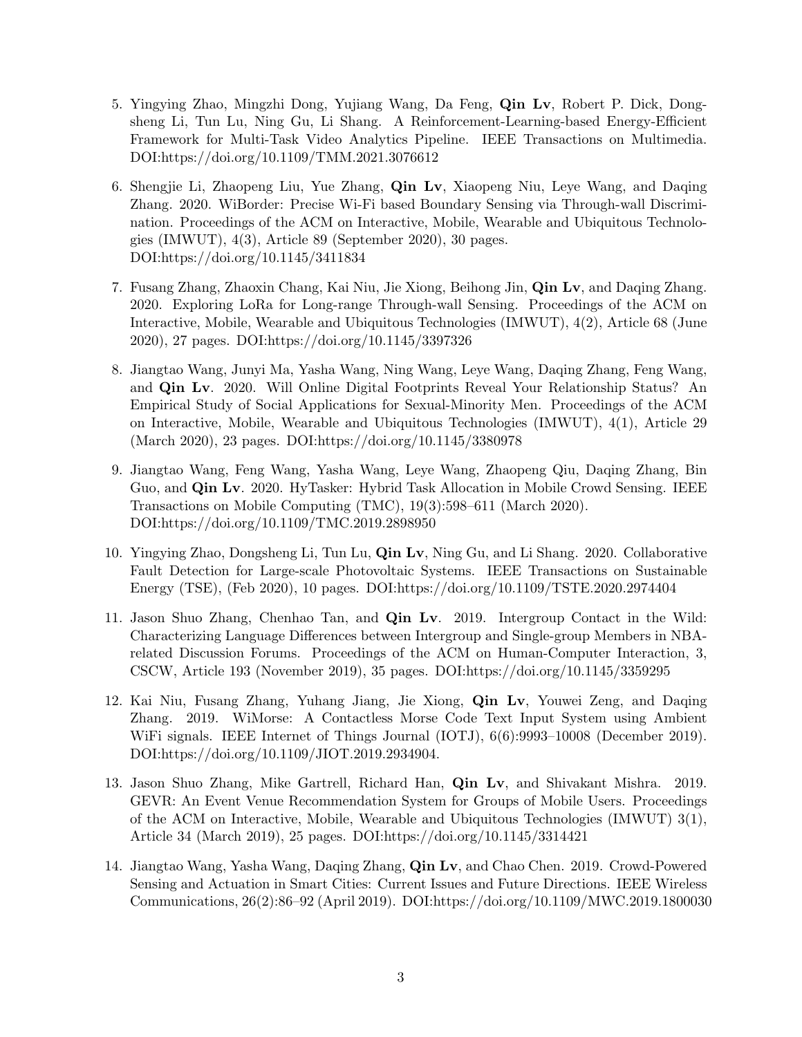5. Yingying Zhao, Mingzhi Dong, Yujiang Wang, Da Feng, **Qin Lv**, Robert P. Dick, Dongsheng Li, Tun Lu, Ning Gu, Li Shang. A Reinforcement-Learning-based Energy-Efficient Framework for Multi-Task Video Analytics Pipeline. IEEE Transactions on Multimedia. DOI:https://doi.org/10.1109/TMM.2021.3076612

6. Shengjie Li, Zhaopeng Liu, Yue Zhang, **Qin Lv**, Xiaopeng Niu, Leye Wang, and Daqing Zhang. 2020. WiBorder: Precise Wi-Fi based Boundary Sensing via Through-wall Discrimination. Proceedings of the ACM on Interactive, Mobile, Wearable and Ubiquitous Technologies (IMWUT), 4(3), Article 89 (September 2020), 30 pages. DOI:https://doi.org/10.1145/3411834

7. Fusang Zhang, Zhaoxin Chang, Kai Niu, Jie Xiong, Beihong Jin, **Qin Lv**, and Daqing Zhang. 2020. Exploring LoRa for Long-range Through-wall Sensing. Proceedings of the ACM on Interactive, Mobile, Wearable and Ubiquitous Technologies (IMWUT), 4(2), Article 68 (June 2020), 27 pages. DOI:https://doi.org/10.1145/3397326

8. Jiangtao Wang, Junyi Ma, Yasha Wang, Ning Wang, Leye Wang, Daqing Zhang, Feng Wang, and **Qin Lv**. 2020. Will Online Digital Footprints Reveal Your Relationship Status? An Empirical Study of Social Applications for Sexual-Minority Men. Proceedings of the ACM on Interactive, Mobile, Wearable and Ubiquitous Technologies (IMWUT), 4(1), Article 29 (March 2020), 23 pages. DOI:https://doi.org/10.1145/3380978

9. Jiangtao Wang, Feng Wang, Yasha Wang, Leye Wang, Zhaopeng Qiu, Daqing Zhang, Bin Guo, and **Qin Lv**. 2020. HyTasker: Hybrid Task Allocation in Mobile Crowd Sensing. IEEE Transactions on Mobile Computing (TMC), 19(3):598–611 (March 2020). DOI:https://doi.org/10.1109/TMC.2019.2898950

10. Yingying Zhao, Dongsheng Li, Tun Lu, **Qin Lv**, Ning Gu, and Li Shang. 2020. Collaborative Fault Detection for Large-scale Photovoltaic Systems. IEEE Transactions on Sustainable Energy (TSE), (Feb 2020), 10 pages. DOI:https://doi.org/10.1109/TSTE.2020.2974404

11. Jason Shuo Zhang, Chenhao Tan, and **Qin Lv**. 2019. Intergroup Contact in the Wild: Characterizing Language Differences between Intergroup and Single-group Members in NBA-related Discussion Forums. Proceedings of the ACM on Human-Computer Interaction, 3, CSCW, Article 193 (November 2019), 35 pages. DOI:https://doi.org/10.1145/3359295

12. Kai Niu, Fusang Zhang, Yuhang Jiang, Jie Xiong, **Qin Lv**, Youwei Zeng, and Daqing Zhang. 2019. WiMorse: A Contactless Morse Code Text Input System using Ambient WiFi signals. IEEE Internet of Things Journal (IOTJ), 6(6):9993–10008 (December 2019). DOI:https://doi.org/10.1109/JIOT.2019.2934904.

13. Jason Shuo Zhang, Mike Gartrell, Richard Han, **Qin Lv**, and Shivakant Mishra. 2019. GEVR: An Event Venue Recommendation System for Groups of Mobile Users. Proceedings of the ACM on Interactive, Mobile, Wearable and Ubiquitous Technologies (IMWUT) 3(1), Article 34 (March 2019), 25 pages. DOI:https://doi.org/10.1145/3314421

14. Jiangtao Wang, Yasha Wang, Daqing Zhang, **Qin Lv**, and Chao Chen. 2019. Crowd-Powered Sensing and Actuation in Smart Cities: Current Issues and Future Directions. IEEE Wireless Communications, 26(2):86–92 (April 2019). DOI:https://doi.org/10.1109/MWC.2019.1800030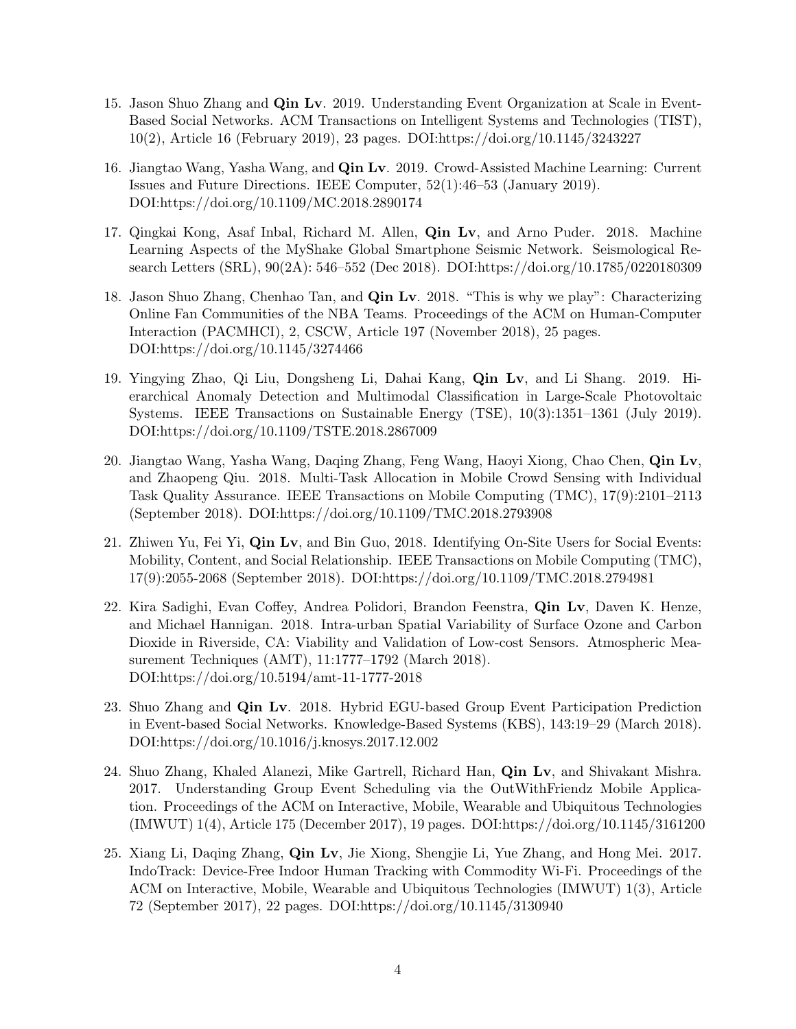15. Jason Shuo Zhang and **Qin Lv**. 2019. Understanding Event Organization at Scale in Event-Based Social Networks. ACM Transactions on Intelligent Systems and Technologies (TIST), 10(2), Article 16 (February 2019), 23 pages. DOI:https://doi.org/10.1145/3243227

16. Jiangtao Wang, Yasha Wang, and **Qin Lv**. 2019. Crowd-Assisted Machine Learning: Current Issues and Future Directions. IEEE Computer, 52(1):46–53 (January 2019). DOI:https://doi.org/10.1109/MC.2018.2890174

17. Qingkai Kong, Asaf Inbal, Richard M. Allen, **Qin Lv**, and Arno Puder. 2018. Machine Learning Aspects of the MyShake Global Smartphone Seismic Network. Seismological Research Letters (SRL), 90(2A): 546–552 (Dec 2018). DOI:https://doi.org/10.1785/0220180309

18. Jason Shuo Zhang, Chenhao Tan, and **Qin Lv**. 2018. "This is why we play": Characterizing Online Fan Communities of the NBA Teams. Proceedings of the ACM on Human-Computer Interaction (PACMHCI), 2, CSCW, Article 197 (November 2018), 25 pages. DOI:https://doi.org/10.1145/3274466

19. Yingying Zhao, Qi Liu, Dongsheng Li, Dahai Kang, **Qin Lv**, and Li Shang. 2019. Hierarchical Anomaly Detection and Multimodal Classification in Large-Scale Photovoltaic Systems. IEEE Transactions on Sustainable Energy (TSE), 10(3):1351–1361 (July 2019). DOI:https://doi.org/10.1109/TSTE.2018.2867009

20. Jiangtao Wang, Yasha Wang, Daqing Zhang, Feng Wang, Haoyi Xiong, Chao Chen, **Qin Lv**, and Zhaopeng Qiu. 2018. Multi-Task Allocation in Mobile Crowd Sensing with Individual Task Quality Assurance. IEEE Transactions on Mobile Computing (TMC), 17(9):2101–2113 (September 2018). DOI:https://doi.org/10.1109/TMC.2018.2793908

21. Zhiwen Yu, Fei Yi, **Qin Lv**, and Bin Guo, 2018. Identifying On-Site Users for Social Events: Mobility, Content, and Social Relationship. IEEE Transactions on Mobile Computing (TMC), 17(9):2055-2068 (September 2018). DOI:https://doi.org/10.1109/TMC.2018.2794981

22. Kira Sadighi, Evan Coffey, Andrea Polidori, Brandon Feenstra, **Qin Lv**, Daven K. Henze, and Michael Hannigan. 2018. Intra-urban Spatial Variability of Surface Ozone and Carbon Dioxide in Riverside, CA: Viability and Validation of Low-cost Sensors. Atmospheric Measurement Techniques (AMT), 11:1777–1792 (March 2018). DOI:https://doi.org/10.5194/amt-11-1777-2018

23. Shuo Zhang and **Qin Lv**. 2018. Hybrid EGU-based Group Event Participation Prediction in Event-based Social Networks. Knowledge-Based Systems (KBS), 143:19–29 (March 2018). DOI:https://doi.org/10.1016/j.knosys.2017.12.002

24. Shuo Zhang, Khaled Alanezi, Mike Gartrell, Richard Han, **Qin Lv**, and Shivakant Mishra. 2017. Understanding Group Event Scheduling via the OutWithFriendz Mobile Application. Proceedings of the ACM on Interactive, Mobile, Wearable and Ubiquitous Technologies (IMWUT) 1(4), Article 175 (December 2017), 19 pages. DOI:https://doi.org/10.1145/3161200

25. Xiang Li, Daqing Zhang, **Qin Lv**, Jie Xiong, Shengjie Li, Yue Zhang, and Hong Mei. 2017. IndoTrack: Device-Free Indoor Human Tracking with Commodity Wi-Fi. Proceedings of the ACM on Interactive, Mobile, Wearable and Ubiquitous Technologies (IMWUT) 1(3), Article 72 (September 2017), 22 pages. DOI:https://doi.org/10.1145/3130940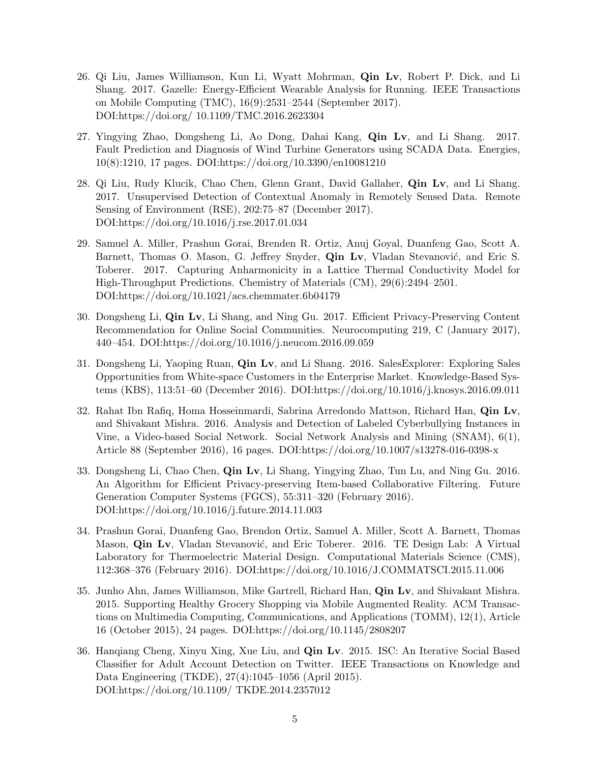26. Qi Liu, James Williamson, Kun Li, Wyatt Mohrman, **Qin Lv**, Robert P. Dick, and Li Shang. 2017. Gazelle: Energy-Efficient Wearable Analysis for Running. IEEE Transactions on Mobile Computing (TMC), 16(9):2531–2544 (September 2017). DOI:https://doi.org/ 10.1109/TMC.2016.2623304

27. Yingying Zhao, Dongsheng Li, Ao Dong, Dahai Kang, **Qin Lv**, and Li Shang. 2017. Fault Prediction and Diagnosis of Wind Turbine Generators using SCADA Data. Energies, 10(8):1210, 17 pages. DOI:https://doi.org/10.3390/en10081210

28. Qi Liu, Rudy Klucik, Chao Chen, Glenn Grant, David Gallaher, **Qin Lv**, and Li Shang. 2017. Unsupervised Detection of Contextual Anomaly in Remotely Sensed Data. Remote Sensing of Environment (RSE), 202:75–87 (December 2017). DOI:https://doi.org/10.1016/j.rse.2017.01.034

29. Samuel A. Miller, Prashun Gorai, Brenden R. Ortiz, Anuj Goyal, Duanfeng Gao, Scott A. Barnett, Thomas O. Mason, G. Jeffrey Snyder, **Qin Lv**, Vladan Stevanović, and Eric S. Toberer. 2017. Capturing Anharmonicity in a Lattice Thermal Conductivity Model for High-Throughput Predictions. Chemistry of Materials (CM), 29(6):2494–2501. DOI:https://doi.org/10.1021/acs.chemmater.6b04179

30. Dongsheng Li, **Qin Lv**, Li Shang, and Ning Gu. 2017. Efficient Privacy-Preserving Content Recommendation for Online Social Communities. Neurocomputing 219, C (January 2017), 440–454. DOI:https://doi.org/10.1016/j.neucom.2016.09.059

31. Dongsheng Li, Yaoping Ruan, **Qin Lv**, and Li Shang. 2016. SalesExplorer: Exploring Sales Opportunities from White-space Customers in the Enterprise Market. Knowledge-Based Systems (KBS), 113:51–60 (December 2016). DOI:https://doi.org/10.1016/j.knosys.2016.09.011

32. Rahat Ibn Rafiq, Homa Hosseinmardi, Sabrina Arredondo Mattson, Richard Han, **Qin Lv**, and Shivakant Mishra. 2016. Analysis and Detection of Labeled Cyberbullying Instances in Vine, a Video-based Social Network. Social Network Analysis and Mining (SNAM), 6(1), Article 88 (September 2016), 16 pages. DOI:https://doi.org/10.1007/s13278-016-0398-x

33. Dongsheng Li, Chao Chen, **Qin Lv**, Li Shang, Yingying Zhao, Tun Lu, and Ning Gu. 2016. An Algorithm for Efficient Privacy-preserving Item-based Collaborative Filtering. Future Generation Computer Systems (FGCS), 55:311–320 (February 2016). DOI:https://doi.org/10.1016/j.future.2014.11.003

34. Prashun Gorai, Duanfeng Gao, Brendon Ortiz, Samuel A. Miller, Scott A. Barnett, Thomas Mason, **Qin Lv**, Vladan Stevanović, and Eric Toberer. 2016. TE Design Lab: A Virtual Laboratory for Thermoelectric Material Design. Computational Materials Science (CMS), 112:368–376 (February 2016). DOI:https://doi.org/10.1016/J.COMMATSCI.2015.11.006

35. Junho Ahn, James Williamson, Mike Gartrell, Richard Han, **Qin Lv**, and Shivakant Mishra. 2015. Supporting Healthy Grocery Shopping via Mobile Augmented Reality. ACM Transactions on Multimedia Computing, Communications, and Applications (TOMM), 12(1), Article 16 (October 2015), 24 pages. DOI:https://doi.org/10.1145/2808207

36. Hanqiang Cheng, Xinyu Xing, Xue Liu, and **Qin Lv**. 2015. ISC: An Iterative Social Based Classifier for Adult Account Detection on Twitter. IEEE Transactions on Knowledge and Data Engineering (TKDE), 27(4):1045–1056 (April 2015). DOI:https://doi.org/10.1109/ TKDE.2014.2357012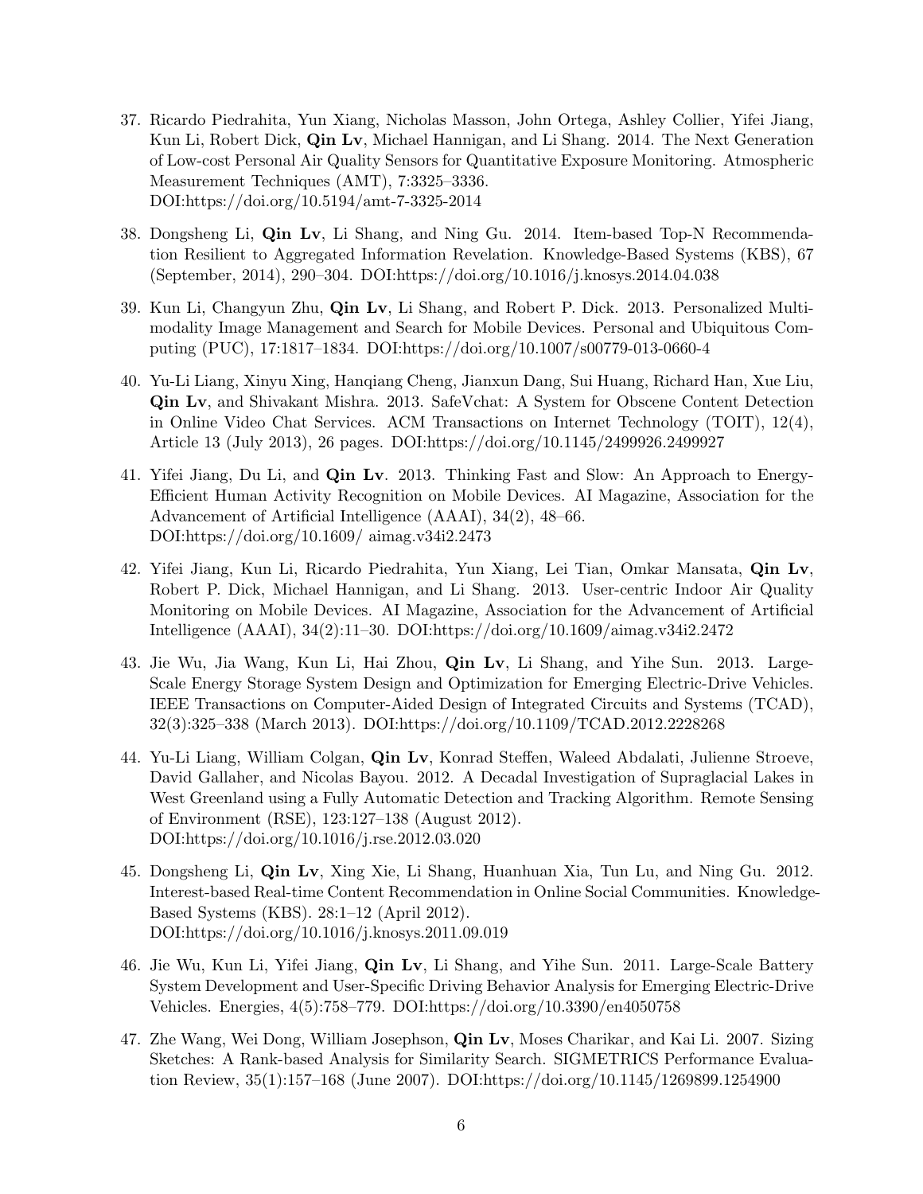37. Ricardo Piedrahita, Yun Xiang, Nicholas Masson, John Ortega, Ashley Collier, Yifei Jiang, Kun Li, Robert Dick, **Qin Lv**, Michael Hannigan, and Li Shang. 2014. The Next Generation of Low-cost Personal Air Quality Sensors for Quantitative Exposure Monitoring. Atmospheric Measurement Techniques (AMT), 7:3325–3336. DOI:https://doi.org/10.5194/amt-7-3325-2014

38. Dongsheng Li, **Qin Lv**, Li Shang, and Ning Gu. 2014. Item-based Top-N Recommendation Resilient to Aggregated Information Revelation. Knowledge-Based Systems (KBS), 67 (September, 2014), 290–304. DOI:https://doi.org/10.1016/j.knosys.2014.04.038

39. Kun Li, Changyun Zhu, **Qin Lv**, Li Shang, and Robert P. Dick. 2013. Personalized Multi-modality Image Management and Search for Mobile Devices. Personal and Ubiquitous Computing (PUC), 17:1817–1834. DOI:https://doi.org/10.1007/s00779-013-0660-4

40. Yu-Li Liang, Xinyu Xing, Hanqiang Cheng, Jianxun Dang, Sui Huang, Richard Han, Xue Liu, **Qin Lv**, and Shivakant Mishra. 2013. SafeVchat: A System for Obscene Content Detection in Online Video Chat Services. ACM Transactions on Internet Technology (TOIT), 12(4), Article 13 (July 2013), 26 pages. DOI:https://doi.org/10.1145/2499926.2499927

41. Yifei Jiang, Du Li, and **Qin Lv**. 2013. Thinking Fast and Slow: An Approach to Energy-Efficient Human Activity Recognition on Mobile Devices. AI Magazine, Association for the Advancement of Artificial Intelligence (AAAI), 34(2), 48–66. DOI:https://doi.org/10.1609/ aimag.v34i2.2473

42. Yifei Jiang, Kun Li, Ricardo Piedrahita, Yun Xiang, Lei Tian, Omkar Mansata, **Qin Lv**, Robert P. Dick, Michael Hannigan, and Li Shang. 2013. User-centric Indoor Air Quality Monitoring on Mobile Devices. AI Magazine, Association for the Advancement of Artificial Intelligence (AAAI), 34(2):11–30. DOI:https://doi.org/10.1609/aimag.v34i2.2472

43. Jie Wu, Jia Wang, Kun Li, Hai Zhou, **Qin Lv**, Li Shang, and Yihe Sun. 2013. Large-Scale Energy Storage System Design and Optimization for Emerging Electric-Drive Vehicles. IEEE Transactions on Computer-Aided Design of Integrated Circuits and Systems (TCAD), 32(3):325–338 (March 2013). DOI:https://doi.org/10.1109/TCAD.2012.2228268

44. Yu-Li Liang, William Colgan, **Qin Lv**, Konrad Steffen, Waleed Abdalati, Julienne Stroeve, David Gallaher, and Nicolas Bayou. 2012. A Decadal Investigation of Supraglacial Lakes in West Greenland using a Fully Automatic Detection and Tracking Algorithm. Remote Sensing of Environment (RSE), 123:127–138 (August 2012). DOI:https://doi.org/10.1016/j.rse.2012.03.020

45. Dongsheng Li, **Qin Lv**, Xing Xie, Li Shang, Huanhuan Xia, Tun Lu, and Ning Gu. 2012. Interest-based Real-time Content Recommendation in Online Social Communities. Knowledge-Based Systems (KBS). 28:1–12 (April 2012). DOI:https://doi.org/10.1016/j.knosys.2011.09.019

46. Jie Wu, Kun Li, Yifei Jiang, **Qin Lv**, Li Shang, and Yihe Sun. 2011. Large-Scale Battery System Development and User-Specific Driving Behavior Analysis for Emerging Electric-Drive Vehicles. Energies, 4(5):758–779. DOI:https://doi.org/10.3390/en4050758

47. Zhe Wang, Wei Dong, William Josephson, **Qin Lv**, Moses Charikar, and Kai Li. 2007. Sizing Sketches: A Rank-based Analysis for Similarity Search. SIGMETRICS Performance Evaluation Review, 35(1):157–168 (June 2007). DOI:https://doi.org/10.1145/1269899.1254900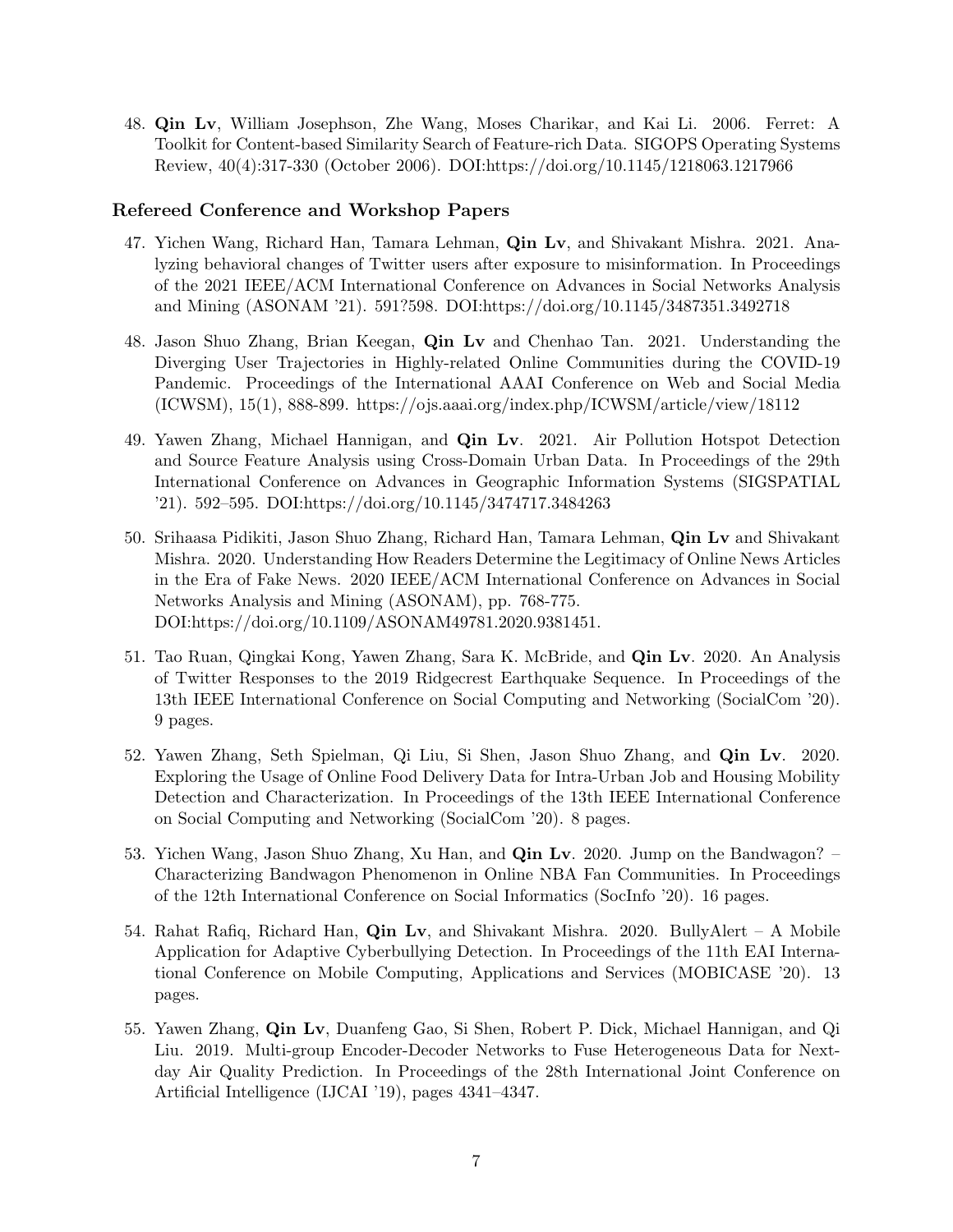48. **Qin Lv**, William Josephson, Zhe Wang, Moses Charikar, and Kai Li. 2006. Ferret: A Toolkit for Content-based Similarity Search of Feature-rich Data. SIGOPS Operating Systems Review, 40(4):317-330 (October 2006). DOI:https://doi.org/10.1145/1218063.1217966

### Refereed Conference and Workshop Papers

47. Yichen Wang, Richard Han, Tamara Lehman, **Qin Lv**, and Shivakant Mishra. 2021. Analyzing behavioral changes of Twitter users after exposure to misinformation. In Proceedings of the 2021 IEEE/ACM International Conference on Advances in Social Networks Analysis and Mining (ASONAM '21). 591?598. DOI:https://doi.org/10.1145/3487351.3492718

48. Jason Shuo Zhang, Brian Keegan, **Qin Lv** and Chenhao Tan. 2021. Understanding the Diverging User Trajectories in Highly-related Online Communities during the COVID-19 Pandemic. Proceedings of the International AAAI Conference on Web and Social Media (ICWSM), 15(1), 888-899. https://ojs.aaai.org/index.php/ICWSM/article/view/18112

49. Yawen Zhang, Michael Hannigan, and **Qin Lv**. 2021. Air Pollution Hotspot Detection and Source Feature Analysis using Cross-Domain Urban Data. In Proceedings of the 29th International Conference on Advances in Geographic Information Systems (SIGSPATIAL '21). 592–595. DOI:https://doi.org/10.1145/3474717.3484263

50. Srihaasa Pidikiti, Jason Shuo Zhang, Richard Han, Tamara Lehman, **Qin Lv** and Shivakant Mishra. 2020. Understanding How Readers Determine the Legitimacy of Online News Articles in the Era of Fake News. 2020 IEEE/ACM International Conference on Advances in Social Networks Analysis and Mining (ASONAM), pp. 768-775. DOI:https://doi.org/10.1109/ASONAM49781.2020.9381451.

51. Tao Ruan, Qingkai Kong, Yawen Zhang, Sara K. McBride, and **Qin Lv**. 2020. An Analysis of Twitter Responses to the 2019 Ridgecrest Earthquake Sequence. In Proceedings of the 13th IEEE International Conference on Social Computing and Networking (SocialCom '20). 9 pages.

52. Yawen Zhang, Seth Spielman, Qi Liu, Si Shen, Jason Shuo Zhang, and **Qin Lv**. 2020. Exploring the Usage of Online Food Delivery Data for Intra-Urban Job and Housing Mobility Detection and Characterization. In Proceedings of the 13th IEEE International Conference on Social Computing and Networking (SocialCom '20). 8 pages.

53. Yichen Wang, Jason Shuo Zhang, Xu Han, and **Qin Lv**. 2020. Jump on the Bandwagon? – Characterizing Bandwagon Phenomenon in Online NBA Fan Communities. In Proceedings of the 12th International Conference on Social Informatics (SocInfo '20). 16 pages.

54. Rahat Rafiq, Richard Han, **Qin Lv**, and Shivakant Mishra. 2020. BullyAlert – A Mobile Application for Adaptive Cyberbullying Detection. In Proceedings of the 11th EAI International Conference on Mobile Computing, Applications and Services (MOBICASE '20). 13 pages.

55. Yawen Zhang, **Qin Lv**, Duanfeng Gao, Si Shen, Robert P. Dick, Michael Hannigan, and Qi Liu. 2019. Multi-group Encoder-Decoder Networks to Fuse Heterogeneous Data for Next-day Air Quality Prediction. In Proceedings of the 28th International Joint Conference on Artificial Intelligence (IJCAI '19), pages 4341–4347.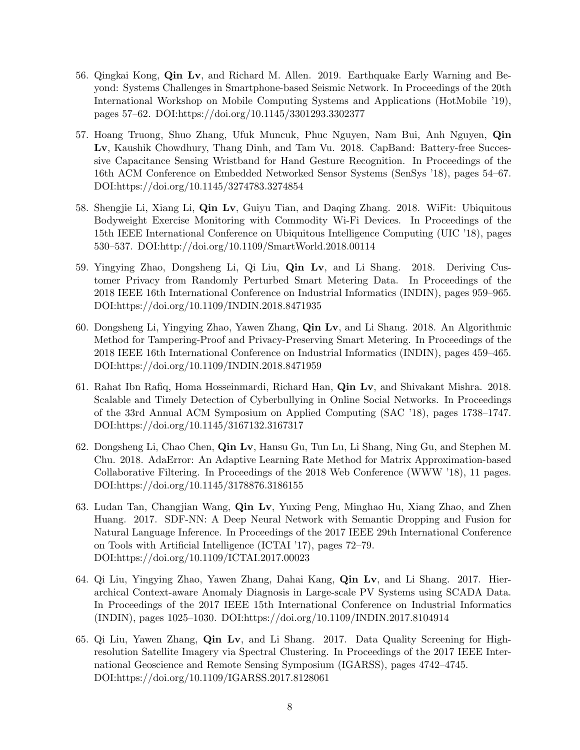56. Qingkai Kong, **Qin Lv**, and Richard M. Allen. 2019. Earthquake Early Warning and Beyond: Systems Challenges in Smartphone-based Seismic Network. In Proceedings of the 20th International Workshop on Mobile Computing Systems and Applications (HotMobile '19), pages 57–62. DOI:https://doi.org/10.1145/3301293.3302377

57. Hoang Truong, Shuo Zhang, Ufuk Muncuk, Phuc Nguyen, Nam Bui, Anh Nguyen, **Qin Lv**, Kaushik Chowdhury, Thang Dinh, and Tam Vu. 2018. CapBand: Battery-free Successive Capacitance Sensing Wristband for Hand Gesture Recognition. In Proceedings of the 16th ACM Conference on Embedded Networked Sensor Systems (SenSys '18), pages 54–67. DOI:https://doi.org/10.1145/3274783.3274854

58. Shengjie Li, Xiang Li, **Qin Lv**, Guiyu Tian, and Daqing Zhang. 2018. WiFit: Ubiquitous Bodyweight Exercise Monitoring with Commodity Wi-Fi Devices. In Proceedings of the 15th IEEE International Conference on Ubiquitous Intelligence Computing (UIC '18), pages 530–537. DOI:http://doi.org/10.1109/SmartWorld.2018.00114

59. Yingying Zhao, Dongsheng Li, Qi Liu, **Qin Lv**, and Li Shang. 2018. Deriving Customer Privacy from Randomly Perturbed Smart Metering Data. In Proceedings of the 2018 IEEE 16th International Conference on Industrial Informatics (INDIN), pages 959–965. DOI:https://doi.org/10.1109/INDIN.2018.8471935

60. Dongsheng Li, Yingying Zhao, Yawen Zhang, **Qin Lv**, and Li Shang. 2018. An Algorithmic Method for Tampering-Proof and Privacy-Preserving Smart Metering. In Proceedings of the 2018 IEEE 16th International Conference on Industrial Informatics (INDIN), pages 459–465. DOI:https://doi.org/10.1109/INDIN.2018.8471959

61. Rahat Ibn Rafiq, Homa Hosseinmardi, Richard Han, **Qin Lv**, and Shivakant Mishra. 2018. Scalable and Timely Detection of Cyberbullying in Online Social Networks. In Proceedings of the 33rd Annual ACM Symposium on Applied Computing (SAC '18), pages 1738–1747. DOI:https://doi.org/10.1145/3167132.3167317

62. Dongsheng Li, Chao Chen, **Qin Lv**, Hansu Gu, Tun Lu, Li Shang, Ning Gu, and Stephen M. Chu. 2018. AdaError: An Adaptive Learning Rate Method for Matrix Approximation-based Collaborative Filtering. In Proceedings of the 2018 Web Conference (WWW '18), 11 pages. DOI:https://doi.org/10.1145/3178876.3186155

63. Ludan Tan, Changjian Wang, **Qin Lv**, Yuxing Peng, Minghao Hu, Xiang Zhao, and Zhen Huang. 2017. SDF-NN: A Deep Neural Network with Semantic Dropping and Fusion for Natural Language Inference. In Proceedings of the 2017 IEEE 29th International Conference on Tools with Artificial Intelligence (ICTAI '17), pages 72–79. DOI:https://doi.org/10.1109/ICTAI.2017.00023

64. Qi Liu, Yingying Zhao, Yawen Zhang, Dahai Kang, **Qin Lv**, and Li Shang. 2017. Hierarchical Context-aware Anomaly Diagnosis in Large-scale PV Systems using SCADA Data. In Proceedings of the 2017 IEEE 15th International Conference on Industrial Informatics (INDIN), pages 1025–1030. DOI:https://doi.org/10.1109/INDIN.2017.8104914

65. Qi Liu, Yawen Zhang, **Qin Lv**, and Li Shang. 2017. Data Quality Screening for High-resolution Satellite Imagery via Spectral Clustering. In Proceedings of the 2017 IEEE International Geoscience and Remote Sensing Symposium (IGARSS), pages 4742–4745. DOI:https://doi.org/10.1109/IGARSS.2017.8128061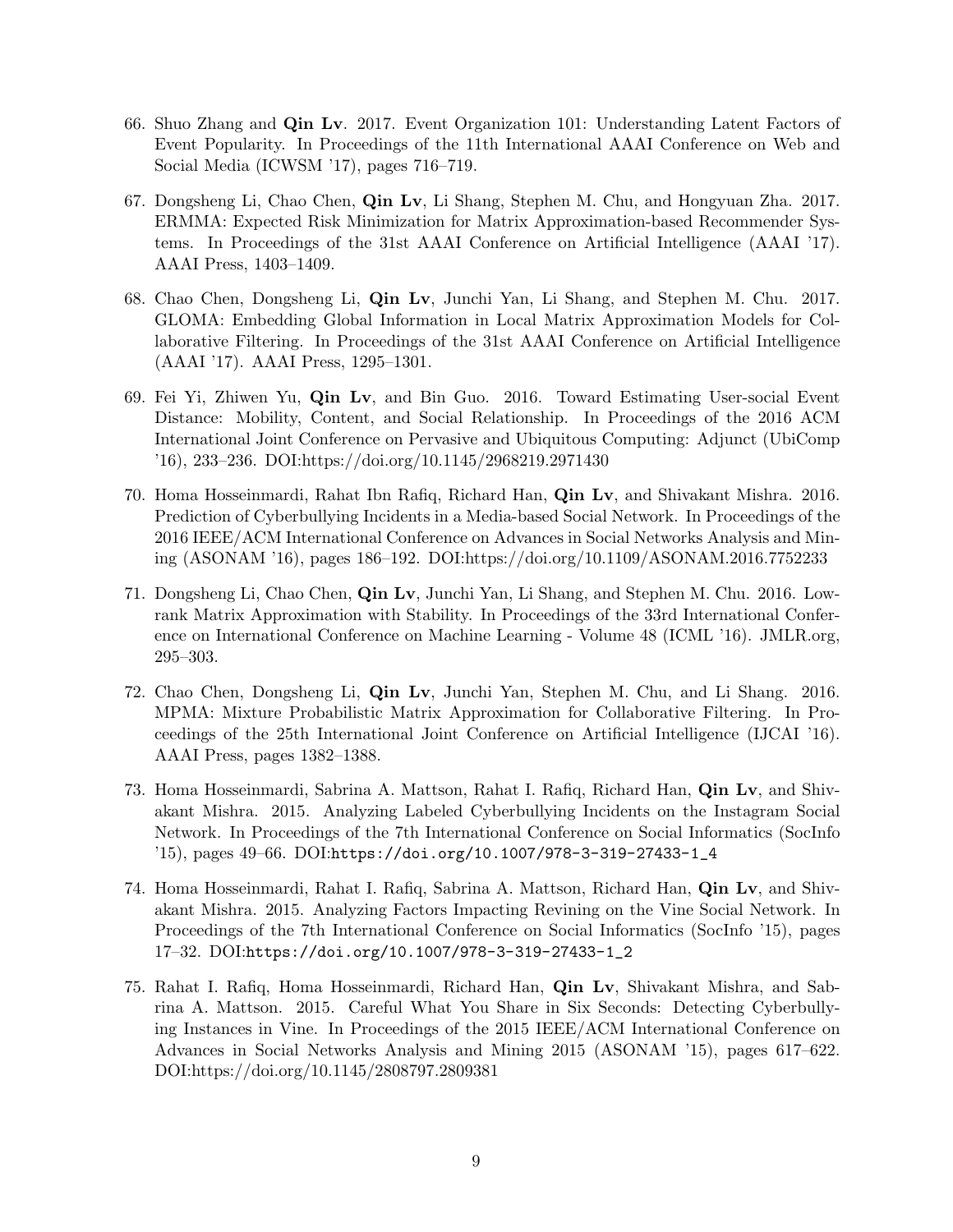66. Shuo Zhang and **Qin Lv**. 2017. Event Organization 101: Understanding Latent Factors of Event Popularity. In Proceedings of the 11th International AAAI Conference on Web and Social Media (ICWSM '17), pages 716–719.

67. Dongsheng Li, Chao Chen, **Qin Lv**, Li Shang, Stephen M. Chu, and Hongyuan Zha. 2017. ERMMA: Expected Risk Minimization for Matrix Approximation-based Recommender Systems. In Proceedings of the 31st AAAI Conference on Artificial Intelligence (AAAI '17). AAAI Press, 1403–1409.

68. Chao Chen, Dongsheng Li, **Qin Lv**, Junchi Yan, Li Shang, and Stephen M. Chu. 2017. GLOMA: Embedding Global Information in Local Matrix Approximation Models for Collaborative Filtering. In Proceedings of the 31st AAAI Conference on Artificial Intelligence (AAAI '17). AAAI Press, 1295–1301.

69. Fei Yi, Zhiwen Yu, **Qin Lv**, and Bin Guo. 2016. Toward Estimating User-social Event Distance: Mobility, Content, and Social Relationship. In Proceedings of the 2016 ACM International Joint Conference on Pervasive and Ubiquitous Computing: Adjunct (UbiComp '16), 233–236. DOI:https://doi.org/10.1145/2968219.2971430

70. Homa Hosseinmardi, Rahat Ibn Rafiq, Richard Han, **Qin Lv**, and Shivakant Mishra. 2016. Prediction of Cyberbullying Incidents in a Media-based Social Network. In Proceedings of the 2016 IEEE/ACM International Conference on Advances in Social Networks Analysis and Mining (ASONAM '16), pages 186–192. DOI:https://doi.org/10.1109/ASONAM.2016.7752233

71. Dongsheng Li, Chao Chen, **Qin Lv**, Junchi Yan, Li Shang, and Stephen M. Chu. 2016. Low-rank Matrix Approximation with Stability. In Proceedings of the 33rd International Conference on International Conference on Machine Learning - Volume 48 (ICML '16). JMLR.org, 295–303.

72. Chao Chen, Dongsheng Li, **Qin Lv**, Junchi Yan, Stephen M. Chu, and Li Shang. 2016. MPMA: Mixture Probabilistic Matrix Approximation for Collaborative Filtering. In Proceedings of the 25th International Joint Conference on Artificial Intelligence (IJCAI '16). AAAI Press, pages 1382–1388.

73. Homa Hosseinmardi, Sabrina A. Mattson, Rahat I. Rafiq, Richard Han, **Qin Lv**, and Shivakant Mishra. 2015. Analyzing Labeled Cyberbullying Incidents on the Instagram Social Network. In Proceedings of the 7th International Conference on Social Informatics (SocInfo '15), pages 49–66. DOI:`https://doi.org/10.1007/978-3-319-27433-1_4`

74. Homa Hosseinmardi, Rahat I. Rafiq, Sabrina A. Mattson, Richard Han, **Qin Lv**, and Shivakant Mishra. 2015. Analyzing Factors Impacting Revining on the Vine Social Network. In Proceedings of the 7th International Conference on Social Informatics (SocInfo '15), pages 17–32. DOI:`https://doi.org/10.1007/978-3-319-27433-1_2`

75. Rahat I. Rafiq, Homa Hosseinmardi, Richard Han, **Qin Lv**, Shivakant Mishra, and Sabrina A. Mattson. 2015. Careful What You Share in Six Seconds: Detecting Cyberbullying Instances in Vine. In Proceedings of the 2015 IEEE/ACM International Conference on Advances in Social Networks Analysis and Mining 2015 (ASONAM '15), pages 617–622. DOI:https://doi.org/10.1145/2808797.2809381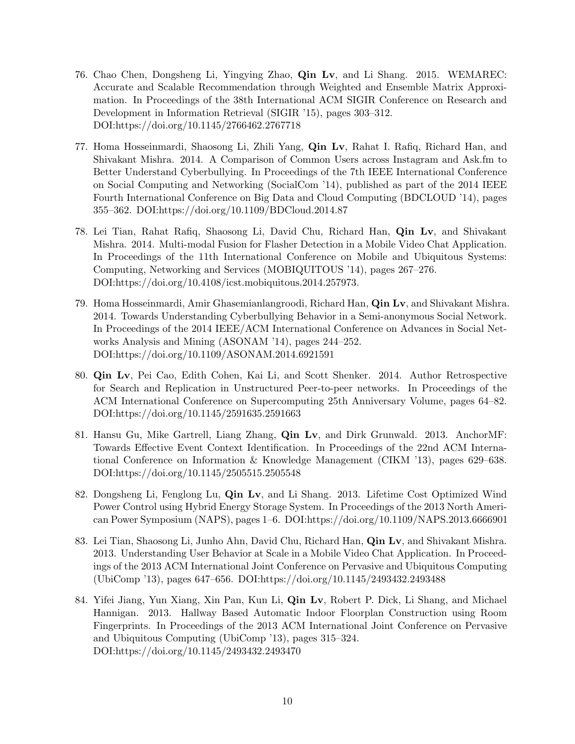76. Chao Chen, Dongsheng Li, Yingying Zhao, **Qin Lv**, and Li Shang. 2015. WEMAREC: Accurate and Scalable Recommendation through Weighted and Ensemble Matrix Approximation. In Proceedings of the 38th International ACM SIGIR Conference on Research and Development in Information Retrieval (SIGIR '15), pages 303–312. DOI:https://doi.org/10.1145/2766462.2767718

77. Homa Hosseinmardi, Shaosong Li, Zhili Yang, **Qin Lv**, Rahat I. Rafiq, Richard Han, and Shivakant Mishra. 2014. A Comparison of Common Users across Instagram and Ask.fm to Better Understand Cyberbullying. In Proceedings of the 7th IEEE International Conference on Social Computing and Networking (SocialCom '14), published as part of the 2014 IEEE Fourth International Conference on Big Data and Cloud Computing (BDCLOUD '14), pages 355–362. DOI:https://doi.org/10.1109/BDCloud.2014.87

78. Lei Tian, Rahat Rafiq, Shaosong Li, David Chu, Richard Han, **Qin Lv**, and Shivakant Mishra. 2014. Multi-modal Fusion for Flasher Detection in a Mobile Video Chat Application. In Proceedings of the 11th International Conference on Mobile and Ubiquitous Systems: Computing, Networking and Services (MOBIQUITOUS '14), pages 267–276. DOI:https://doi.org/10.4108/icst.mobiquitous.2014.257973.

79. Homa Hosseinmardi, Amir Ghasemianlangroodi, Richard Han, **Qin Lv**, and Shivakant Mishra. 2014. Towards Understanding Cyberbullying Behavior in a Semi-anonymous Social Network. In Proceedings of the 2014 IEEE/ACM International Conference on Advances in Social Networks Analysis and Mining (ASONAM '14), pages 244–252. DOI:https://doi.org/10.1109/ASONAM.2014.6921591

80. **Qin Lv**, Pei Cao, Edith Cohen, Kai Li, and Scott Shenker. 2014. Author Retrospective for Search and Replication in Unstructured Peer-to-peer networks. In Proceedings of the ACM International Conference on Supercomputing 25th Anniversary Volume, pages 64–82. DOI:https://doi.org/10.1145/2591635.2591663

81. Hansu Gu, Mike Gartrell, Liang Zhang, **Qin Lv**, and Dirk Grunwald. 2013. AnchorMF: Towards Effective Event Context Identification. In Proceedings of the 22nd ACM International Conference on Information & Knowledge Management (CIKM '13), pages 629–638. DOI:https://doi.org/10.1145/2505515.2505548

82. Dongsheng Li, Fenglong Lu, **Qin Lv**, and Li Shang. 2013. Lifetime Cost Optimized Wind Power Control using Hybrid Energy Storage System. In Proceedings of the 2013 North American Power Symposium (NAPS), pages 1–6. DOI:https://doi.org/10.1109/NAPS.2013.6666901

83. Lei Tian, Shaosong Li, Junho Ahn, David Chu, Richard Han, **Qin Lv**, and Shivakant Mishra. 2013. Understanding User Behavior at Scale in a Mobile Video Chat Application. In Proceedings of the 2013 ACM International Joint Conference on Pervasive and Ubiquitous Computing (UbiComp '13), pages 647–656. DOI:https://doi.org/10.1145/2493432.2493488

84. Yifei Jiang, Yun Xiang, Xin Pan, Kun Li, **Qin Lv**, Robert P. Dick, Li Shang, and Michael Hannigan. 2013. Hallway Based Automatic Indoor Floorplan Construction using Room Fingerprints. In Proceedings of the 2013 ACM International Joint Conference on Pervasive and Ubiquitous Computing (UbiComp '13), pages 315–324. DOI:https://doi.org/10.1145/2493432.2493470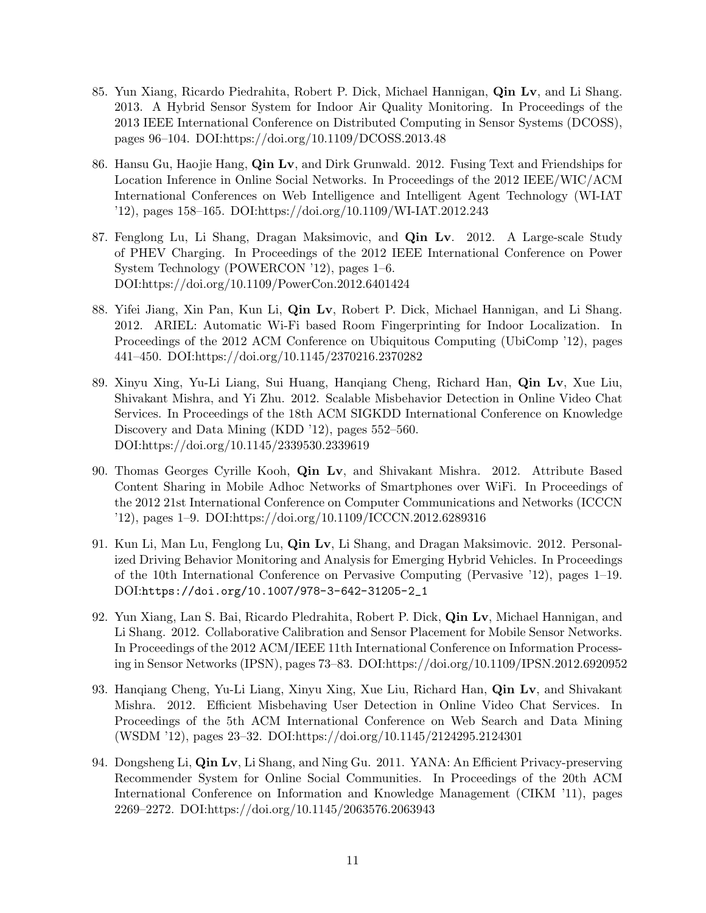85. Yun Xiang, Ricardo Piedrahita, Robert P. Dick, Michael Hannigan, **Qin Lv**, and Li Shang. 2013. A Hybrid Sensor System for Indoor Air Quality Monitoring. In Proceedings of the 2013 IEEE International Conference on Distributed Computing in Sensor Systems (DCOSS), pages 96–104. DOI:https://doi.org/10.1109/DCOSS.2013.48

86. Hansu Gu, Haojie Hang, **Qin Lv**, and Dirk Grunwald. 2012. Fusing Text and Friendships for Location Inference in Online Social Networks. In Proceedings of the 2012 IEEE/WIC/ACM International Conferences on Web Intelligence and Intelligent Agent Technology (WI-IAT '12), pages 158–165. DOI:https://doi.org/10.1109/WI-IAT.2012.243

87. Fenglong Lu, Li Shang, Dragan Maksimovic, and **Qin Lv**. 2012. A Large-scale Study of PHEV Charging. In Proceedings of the 2012 IEEE International Conference on Power System Technology (POWERCON '12), pages 1–6. DOI:https://doi.org/10.1109/PowerCon.2012.6401424

88. Yifei Jiang, Xin Pan, Kun Li, **Qin Lv**, Robert P. Dick, Michael Hannigan, and Li Shang. 2012. ARIEL: Automatic Wi-Fi based Room Fingerprinting for Indoor Localization. In Proceedings of the 2012 ACM Conference on Ubiquitous Computing (UbiComp '12), pages 441–450. DOI:https://doi.org/10.1145/2370216.2370282

89. Xinyu Xing, Yu-Li Liang, Sui Huang, Hanqiang Cheng, Richard Han, **Qin Lv**, Xue Liu, Shivakant Mishra, and Yi Zhu. 2012. Scalable Misbehavior Detection in Online Video Chat Services. In Proceedings of the 18th ACM SIGKDD International Conference on Knowledge Discovery and Data Mining (KDD '12), pages 552–560. DOI:https://doi.org/10.1145/2339530.2339619

90. Thomas Georges Cyrille Kooh, **Qin Lv**, and Shivakant Mishra. 2012. Attribute Based Content Sharing in Mobile Adhoc Networks of Smartphones over WiFi. In Proceedings of the 2012 21st International Conference on Computer Communications and Networks (ICCCN '12), pages 1–9. DOI:https://doi.org/10.1109/ICCCN.2012.6289316

91. Kun Li, Man Lu, Fenglong Lu, **Qin Lv**, Li Shang, and Dragan Maksimovic. 2012. Personalized Driving Behavior Monitoring and Analysis for Emerging Hybrid Vehicles. In Proceedings of the 10th International Conference on Pervasive Computing (Pervasive '12), pages 1–19. DOI:`https://doi.org/10.1007/978-3-642-31205-2_1`

92. Yun Xiang, Lan S. Bai, Ricardo Pledrahita, Robert P. Dick, **Qin Lv**, Michael Hannigan, and Li Shang. 2012. Collaborative Calibration and Sensor Placement for Mobile Sensor Networks. In Proceedings of the 2012 ACM/IEEE 11th International Conference on Information Processing in Sensor Networks (IPSN), pages 73–83. DOI:https://doi.org/10.1109/IPSN.2012.6920952

93. Hanqiang Cheng, Yu-Li Liang, Xinyu Xing, Xue Liu, Richard Han, **Qin Lv**, and Shivakant Mishra. 2012. Efficient Misbehaving User Detection in Online Video Chat Services. In Proceedings of the 5th ACM International Conference on Web Search and Data Mining (WSDM '12), pages 23–32. DOI:https://doi.org/10.1145/2124295.2124301

94. Dongsheng Li, **Qin Lv**, Li Shang, and Ning Gu. 2011. YANA: An Efficient Privacy-preserving Recommender System for Online Social Communities. In Proceedings of the 20th ACM International Conference on Information and Knowledge Management (CIKM '11), pages 2269–2272. DOI:https://doi.org/10.1145/2063576.2063943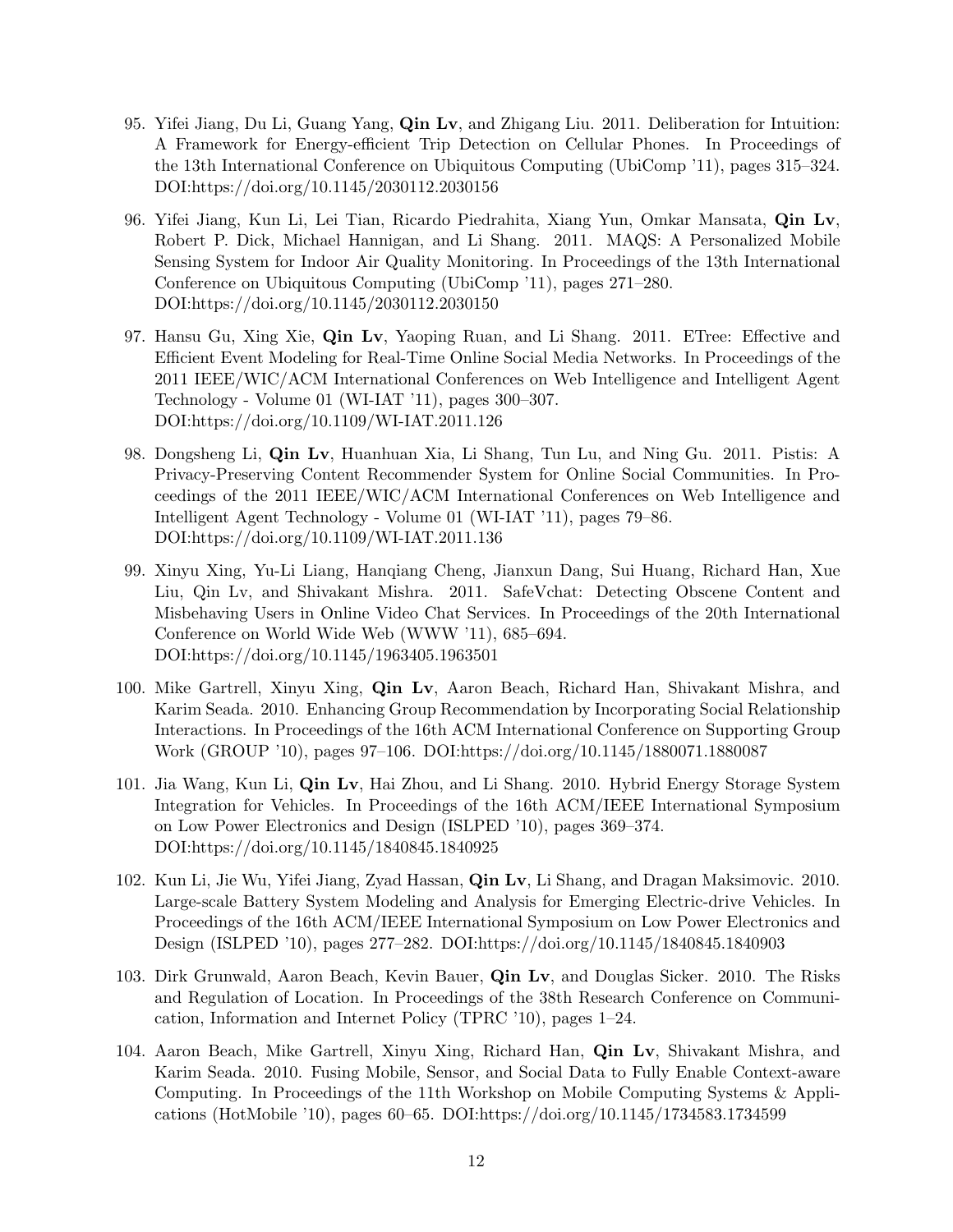95. Yifei Jiang, Du Li, Guang Yang, **Qin Lv**, and Zhigang Liu. 2011. Deliberation for Intuition: A Framework for Energy-efficient Trip Detection on Cellular Phones. In Proceedings of the 13th International Conference on Ubiquitous Computing (UbiComp '11), pages 315–324. DOI:https://doi.org/10.1145/2030112.2030156

96. Yifei Jiang, Kun Li, Lei Tian, Ricardo Piedrahita, Xiang Yun, Omkar Mansata, **Qin Lv**, Robert P. Dick, Michael Hannigan, and Li Shang. 2011. MAQS: A Personalized Mobile Sensing System for Indoor Air Quality Monitoring. In Proceedings of the 13th International Conference on Ubiquitous Computing (UbiComp '11), pages 271–280. DOI:https://doi.org/10.1145/2030112.2030150

97. Hansu Gu, Xing Xie, **Qin Lv**, Yaoping Ruan, and Li Shang. 2011. ETree: Effective and Efficient Event Modeling for Real-Time Online Social Media Networks. In Proceedings of the 2011 IEEE/WIC/ACM International Conferences on Web Intelligence and Intelligent Agent Technology - Volume 01 (WI-IAT '11), pages 300–307. DOI:https://doi.org/10.1109/WI-IAT.2011.126

98. Dongsheng Li, **Qin Lv**, Huanhuan Xia, Li Shang, Tun Lu, and Ning Gu. 2011. Pistis: A Privacy-Preserving Content Recommender System for Online Social Communities. In Proceedings of the 2011 IEEE/WIC/ACM International Conferences on Web Intelligence and Intelligent Agent Technology - Volume 01 (WI-IAT '11), pages 79–86. DOI:https://doi.org/10.1109/WI-IAT.2011.136

99. Xinyu Xing, Yu-Li Liang, Hanqiang Cheng, Jianxun Dang, Sui Huang, Richard Han, Xue Liu, Qin Lv, and Shivakant Mishra. 2011. SafeVchat: Detecting Obscene Content and Misbehaving Users in Online Video Chat Services. In Proceedings of the 20th International Conference on World Wide Web (WWW '11), 685–694. DOI:https://doi.org/10.1145/1963405.1963501

100. Mike Gartrell, Xinyu Xing, **Qin Lv**, Aaron Beach, Richard Han, Shivakant Mishra, and Karim Seada. 2010. Enhancing Group Recommendation by Incorporating Social Relationship Interactions. In Proceedings of the 16th ACM International Conference on Supporting Group Work (GROUP '10), pages 97–106. DOI:https://doi.org/10.1145/1880071.1880087

101. Jia Wang, Kun Li, **Qin Lv**, Hai Zhou, and Li Shang. 2010. Hybrid Energy Storage System Integration for Vehicles. In Proceedings of the 16th ACM/IEEE International Symposium on Low Power Electronics and Design (ISLPED '10), pages 369–374. DOI:https://doi.org/10.1145/1840845.1840925

102. Kun Li, Jie Wu, Yifei Jiang, Zyad Hassan, **Qin Lv**, Li Shang, and Dragan Maksimovic. 2010. Large-scale Battery System Modeling and Analysis for Emerging Electric-drive Vehicles. In Proceedings of the 16th ACM/IEEE International Symposium on Low Power Electronics and Design (ISLPED '10), pages 277–282. DOI:https://doi.org/10.1145/1840845.1840903

103. Dirk Grunwald, Aaron Beach, Kevin Bauer, **Qin Lv**, and Douglas Sicker. 2010. The Risks and Regulation of Location. In Proceedings of the 38th Research Conference on Communication, Information and Internet Policy (TPRC '10), pages 1–24.

104. Aaron Beach, Mike Gartrell, Xinyu Xing, Richard Han, **Qin Lv**, Shivakant Mishra, and Karim Seada. 2010. Fusing Mobile, Sensor, and Social Data to Fully Enable Context-aware Computing. In Proceedings of the 11th Workshop on Mobile Computing Systems & Applications (HotMobile '10), pages 60–65. DOI:https://doi.org/10.1145/1734583.1734599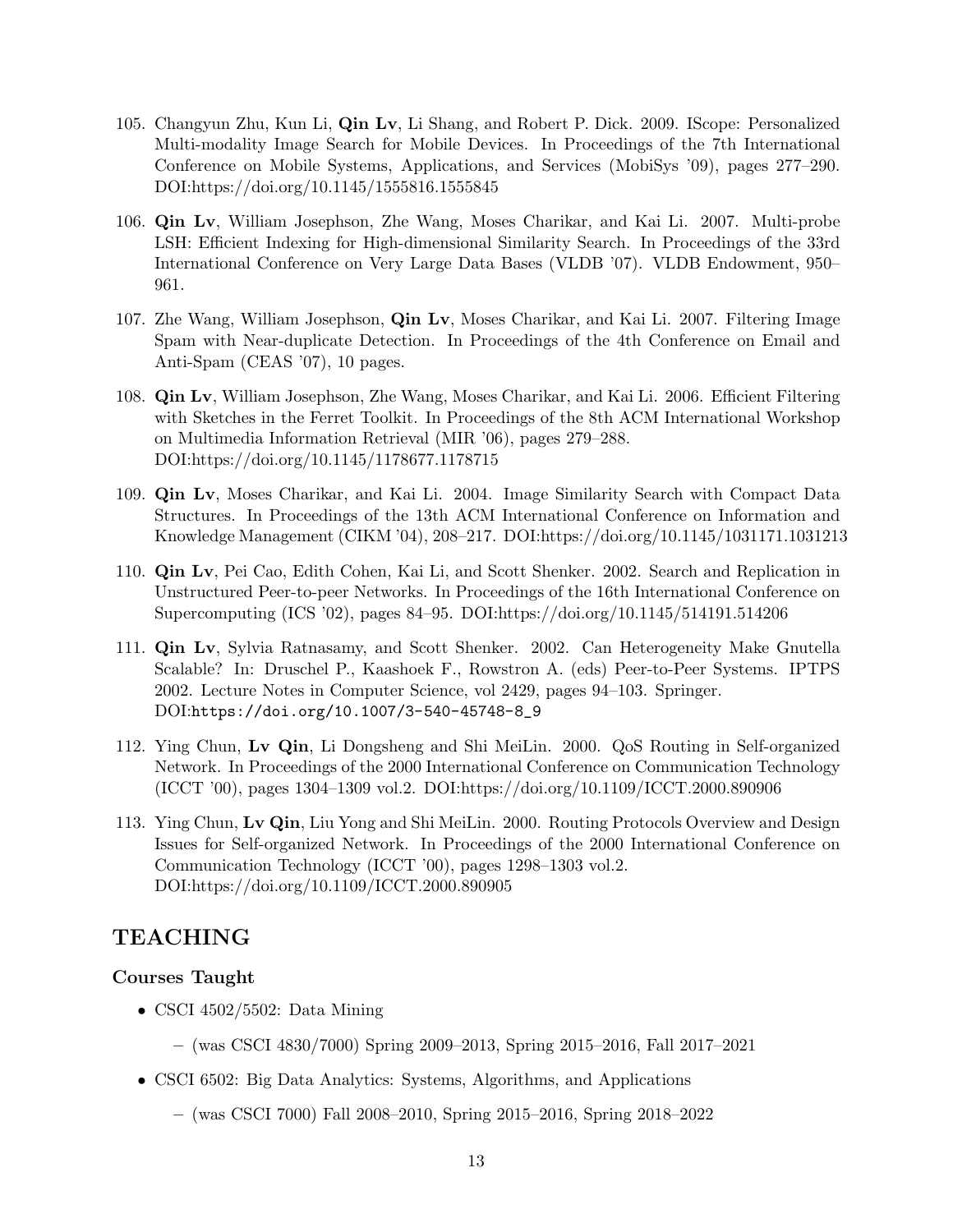105. Changyun Zhu, Kun Li, **Qin Lv**, Li Shang, and Robert P. Dick. 2009. IScope: Personalized Multi-modality Image Search for Mobile Devices. In Proceedings of the 7th International Conference on Mobile Systems, Applications, and Services (MobiSys '09), pages 277–290. DOI:https://doi.org/10.1145/1555816.1555845

106. **Qin Lv**, William Josephson, Zhe Wang, Moses Charikar, and Kai Li. 2007. Multi-probe LSH: Efficient Indexing for High-dimensional Similarity Search. In Proceedings of the 33rd International Conference on Very Large Data Bases (VLDB '07). VLDB Endowment, 950–961.

107. Zhe Wang, William Josephson, **Qin Lv**, Moses Charikar, and Kai Li. 2007. Filtering Image Spam with Near-duplicate Detection. In Proceedings of the 4th Conference on Email and Anti-Spam (CEAS '07), 10 pages.

108. **Qin Lv**, William Josephson, Zhe Wang, Moses Charikar, and Kai Li. 2006. Efficient Filtering with Sketches in the Ferret Toolkit. In Proceedings of the 8th ACM International Workshop on Multimedia Information Retrieval (MIR '06), pages 279–288. DOI:https://doi.org/10.1145/1178677.1178715

109. **Qin Lv**, Moses Charikar, and Kai Li. 2004. Image Similarity Search with Compact Data Structures. In Proceedings of the 13th ACM International Conference on Information and Knowledge Management (CIKM '04), 208–217. DOI:https://doi.org/10.1145/1031171.1031213

110. **Qin Lv**, Pei Cao, Edith Cohen, Kai Li, and Scott Shenker. 2002. Search and Replication in Unstructured Peer-to-peer Networks. In Proceedings of the 16th International Conference on Supercomputing (ICS '02), pages 84–95. DOI:https://doi.org/10.1145/514191.514206

111. **Qin Lv**, Sylvia Ratnasamy, and Scott Shenker. 2002. Can Heterogeneity Make Gnutella Scalable? In: Druschel P., Kaashoek F., Rowstron A. (eds) Peer-to-Peer Systems. IPTPS 2002. Lecture Notes in Computer Science, vol 2429, pages 94–103. Springer. DOI:`https://doi.org/10.1007/3-540-45748-8_9`

112. Ying Chun, **Lv Qin**, Li Dongsheng and Shi MeiLin. 2000. QoS Routing in Self-organized Network. In Proceedings of the 2000 International Conference on Communication Technology (ICCT '00), pages 1304–1309 vol.2. DOI:https://doi.org/10.1109/ICCT.2000.890906

113. Ying Chun, **Lv Qin**, Liu Yong and Shi MeiLin. 2000. Routing Protocols Overview and Design Issues for Self-organized Network. In Proceedings of the 2000 International Conference on Communication Technology (ICCT '00), pages 1298–1303 vol.2. DOI:https://doi.org/10.1109/ICCT.2000.890905

# TEACHING

### Courses Taught

- CSCI 4502/5502: Data Mining
  - (was CSCI 4830/7000) Spring 2009–2013, Spring 2015–2016, Fall 2017–2021
- CSCI 6502: Big Data Analytics: Systems, Algorithms, and Applications
  - (was CSCI 7000) Fall 2008–2010, Spring 2015–2016, Spring 2018–2022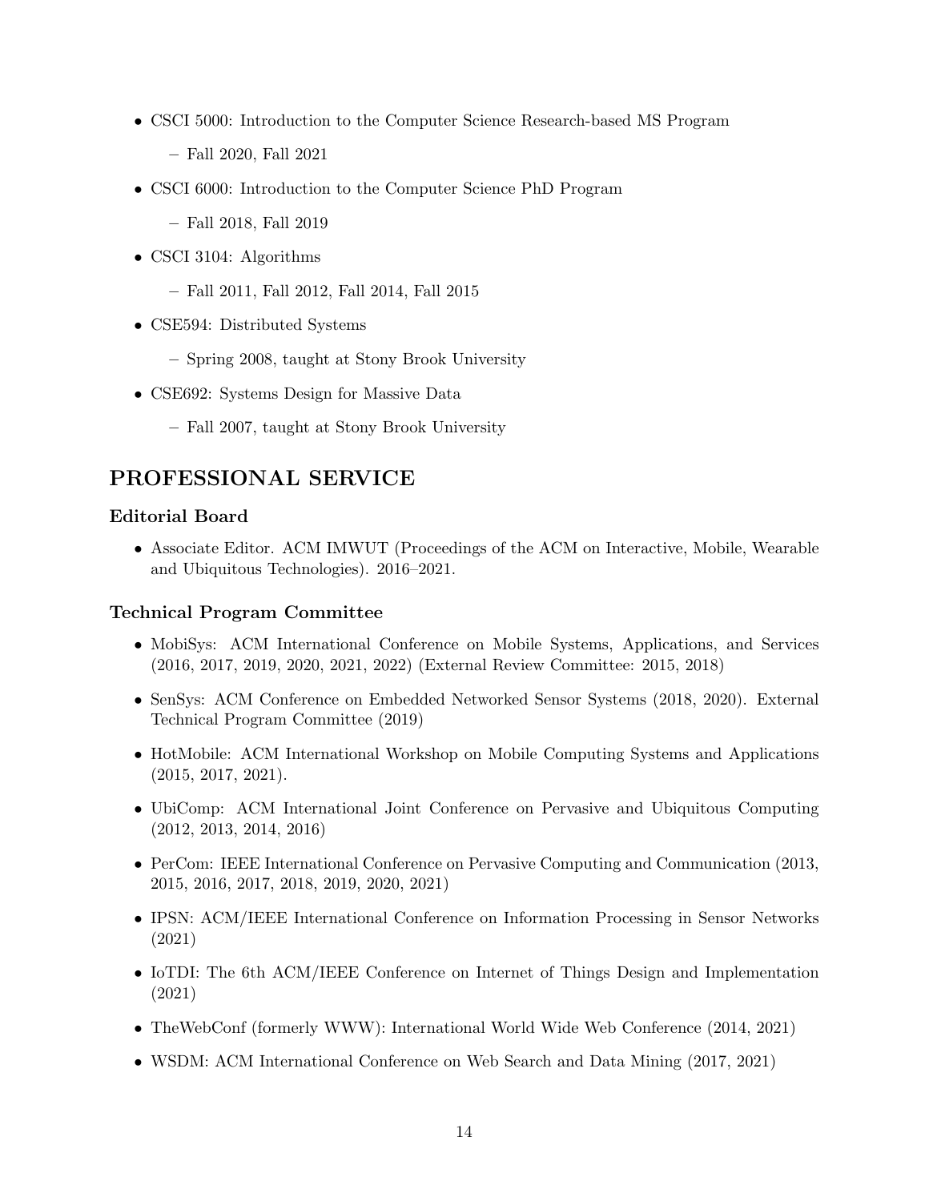- CSCI 5000: Introduction to the Computer Science Research-based MS Program
  - Fall 2020, Fall 2021
- CSCI 6000: Introduction to the Computer Science PhD Program
  - Fall 2018, Fall 2019
- CSCI 3104: Algorithms
  - Fall 2011, Fall 2012, Fall 2014, Fall 2015
- CSE594: Distributed Systems
  - Spring 2008, taught at Stony Brook University
- CSE692: Systems Design for Massive Data
  - Fall 2007, taught at Stony Brook University

## PROFESSIONAL SERVICE

### Editorial Board

- Associate Editor. ACM IMWUT (Proceedings of the ACM on Interactive, Mobile, Wearable and Ubiquitous Technologies). 2016–2021.

### Technical Program Committee

- MobiSys: ACM International Conference on Mobile Systems, Applications, and Services (2016, 2017, 2019, 2020, 2021, 2022) (External Review Committee: 2015, 2018)
- SenSys: ACM Conference on Embedded Networked Sensor Systems (2018, 2020). External Technical Program Committee (2019)
- HotMobile: ACM International Workshop on Mobile Computing Systems and Applications (2015, 2017, 2021).
- UbiComp: ACM International Joint Conference on Pervasive and Ubiquitous Computing (2012, 2013, 2014, 2016)
- PerCom: IEEE International Conference on Pervasive Computing and Communication (2013, 2015, 2016, 2017, 2018, 2019, 2020, 2021)
- IPSN: ACM/IEEE International Conference on Information Processing in Sensor Networks (2021)
- IoTDI: The 6th ACM/IEEE Conference on Internet of Things Design and Implementation (2021)
- TheWebConf (formerly WWW): International World Wide Web Conference (2014, 2021)
- WSDM: ACM International Conference on Web Search and Data Mining (2017, 2021)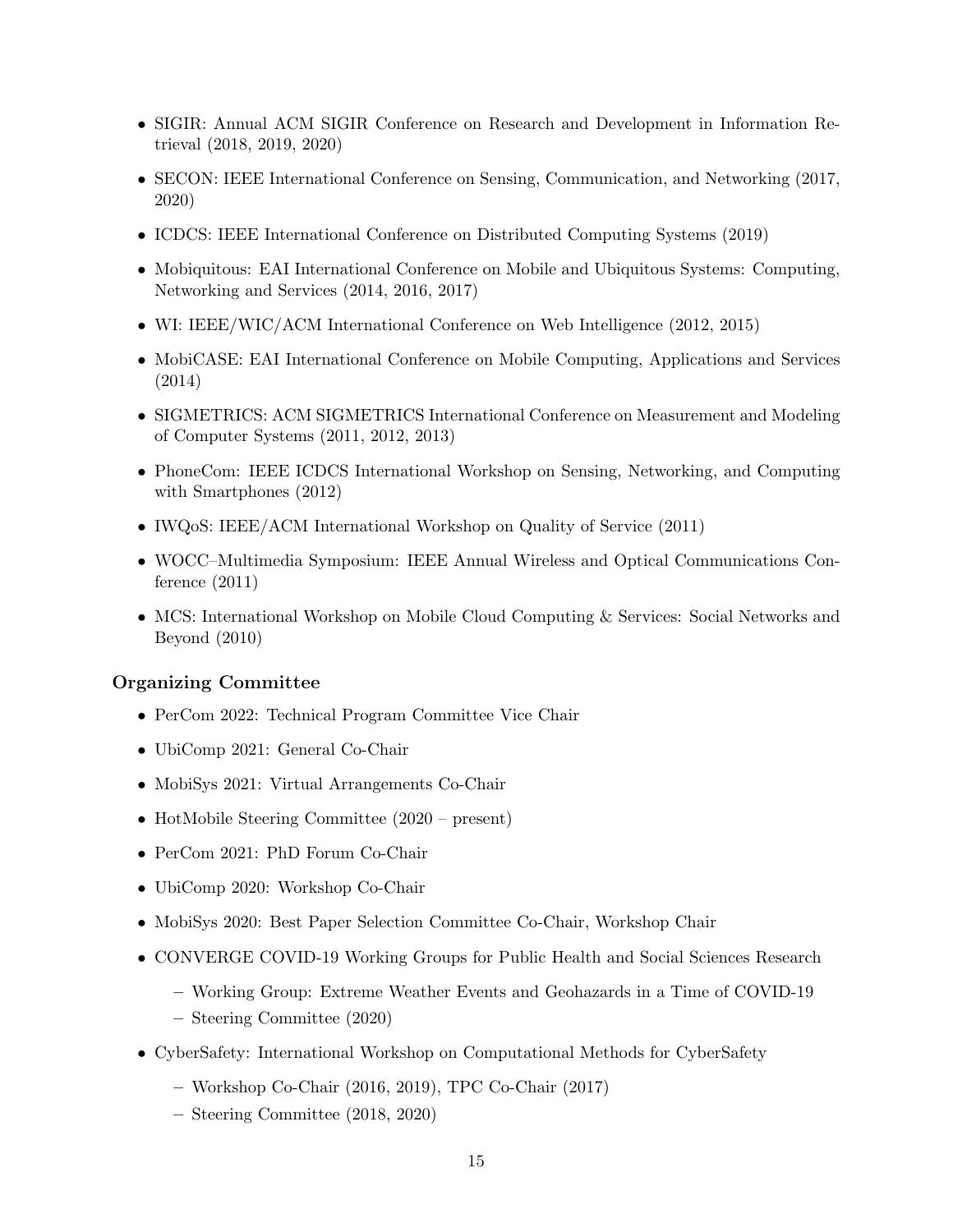- SIGIR: Annual ACM SIGIR Conference on Research and Development in Information Retrieval (2018, 2019, 2020)
- SECON: IEEE International Conference on Sensing, Communication, and Networking (2017, 2020)
- ICDCS: IEEE International Conference on Distributed Computing Systems (2019)
- Mobiquitous: EAI International Conference on Mobile and Ubiquitous Systems: Computing, Networking and Services (2014, 2016, 2017)
- WI: IEEE/WIC/ACM International Conference on Web Intelligence (2012, 2015)
- MobiCASE: EAI International Conference on Mobile Computing, Applications and Services (2014)
- SIGMETRICS: ACM SIGMETRICS International Conference on Measurement and Modeling of Computer Systems (2011, 2012, 2013)
- PhoneCom: IEEE ICDCS International Workshop on Sensing, Networking, and Computing with Smartphones (2012)
- IWQoS: IEEE/ACM International Workshop on Quality of Service (2011)
- WOCC–Multimedia Symposium: IEEE Annual Wireless and Optical Communications Conference (2011)
- MCS: International Workshop on Mobile Cloud Computing & Services: Social Networks and Beyond (2010)

### Organizing Committee

- PerCom 2022: Technical Program Committee Vice Chair
- UbiComp 2021: General Co-Chair
- MobiSys 2021: Virtual Arrangements Co-Chair
- HotMobile Steering Committee (2020 – present)
- PerCom 2021: PhD Forum Co-Chair
- UbiComp 2020: Workshop Co-Chair
- MobiSys 2020: Best Paper Selection Committee Co-Chair, Workshop Chair
- CONVERGE COVID-19 Working Groups for Public Health and Social Sciences Research
  - Working Group: Extreme Weather Events and Geohazards in a Time of COVID-19
  - Steering Committee (2020)
- CyberSafety: International Workshop on Computational Methods for CyberSafety
  - Workshop Co-Chair (2016, 2019), TPC Co-Chair (2017)
  - Steering Committee (2018, 2020)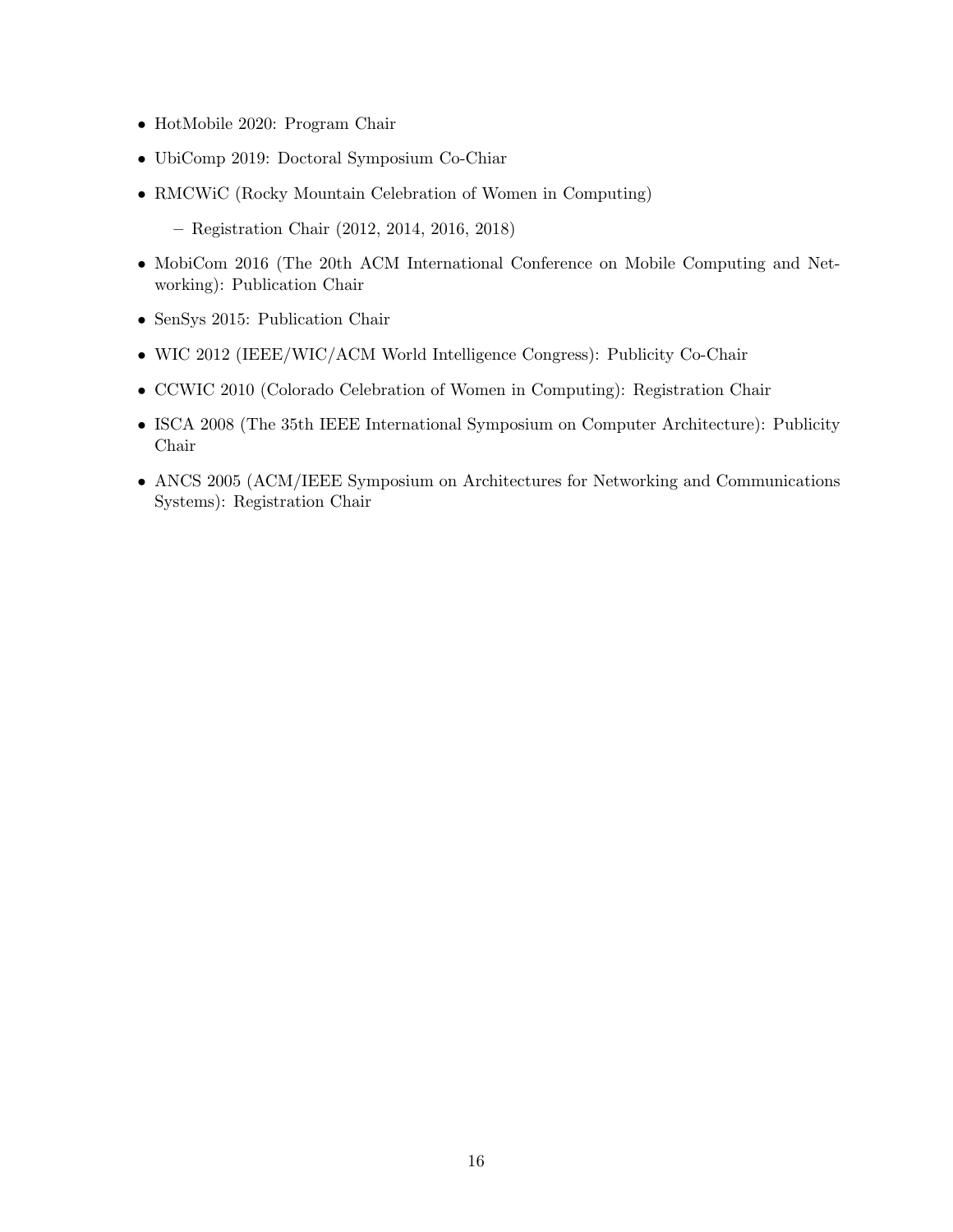- HotMobile 2020: Program Chair
- UbiComp 2019: Doctoral Symposium Co-Chiar
- RMCWiC (Rocky Mountain Celebration of Women in Computing)
  - Registration Chair (2012, 2014, 2016, 2018)
- MobiCom 2016 (The 20th ACM International Conference on Mobile Computing and Networking): Publication Chair
- SenSys 2015: Publication Chair
- WIC 2012 (IEEE/WIC/ACM World Intelligence Congress): Publicity Co-Chair
- CCWIC 2010 (Colorado Celebration of Women in Computing): Registration Chair
- ISCA 2008 (The 35th IEEE International Symposium on Computer Architecture): Publicity Chair
- ANCS 2005 (ACM/IEEE Symposium on Architectures for Networking and Communications Systems): Registration Chair